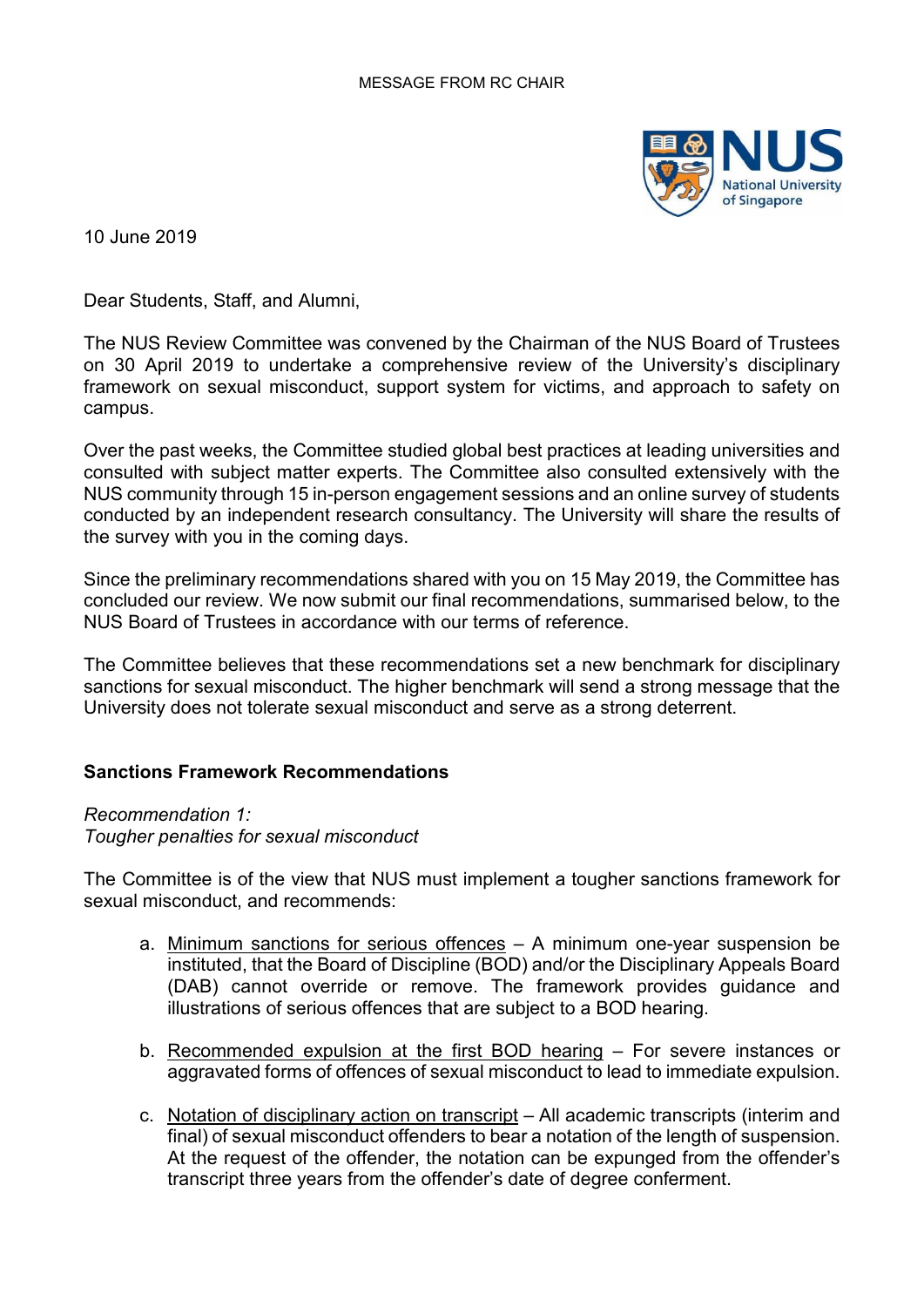MESSAGE FROM RC CHAIR

10 June 2019

Dear Students, Staff, and Alumni,

The NUS Review Committee was convened by the Chairman of the NUS Board of Trustees on 30 April 2019 to undertake a comprehensive review of the University's disciplinary framework on sexual misconduct, support system for victims, and approach to safety on campus.

Over the past weeks, the Committee studied global best practices at leading universities and consulted with subject matter experts. The Committee also consulted extensively with the NUS community through 15 in-person engagement sessions and an online survey of students conducted by an independent research consultancy. The University will share the results of the survey with you in the coming days.

Since the preliminary recommendations shared with you on 15 May 2019, the Committee has concluded our review. We now submit our final recommendations, summarised below, to the NUS Board of Trustees in accordance with our terms of reference.

The Committee believes that these recommendations set a new benchmark for disciplinary sanctions for sexual misconduct. The higher benchmark will send a strong message that the University does not tolerate sexual misconduct and serve as a strong deterrent.

**Sanctions Framework Recommendations**

*Recommendation 1:*
*Tougher penalties for sexual misconduct*

The Committee is of the view that NUS must implement a tougher sanctions framework for sexual misconduct, and recommends:

a. Minimum sanctions for serious offences – A minimum one-year suspension be instituted, that the Board of Discipline (BOD) and/or the Disciplinary Appeals Board (DAB) cannot override or remove. The framework provides guidance and illustrations of serious offences that are subject to a BOD hearing.

b. Recommended expulsion at the first BOD hearing – For severe instances or aggravated forms of offences of sexual misconduct to lead to immediate expulsion.

c. Notation of disciplinary action on transcript – All academic transcripts (interim and final) of sexual misconduct offenders to bear a notation of the length of suspension. At the request of the offender, the notation can be expunged from the offender's transcript three years from the offender's date of degree conferment.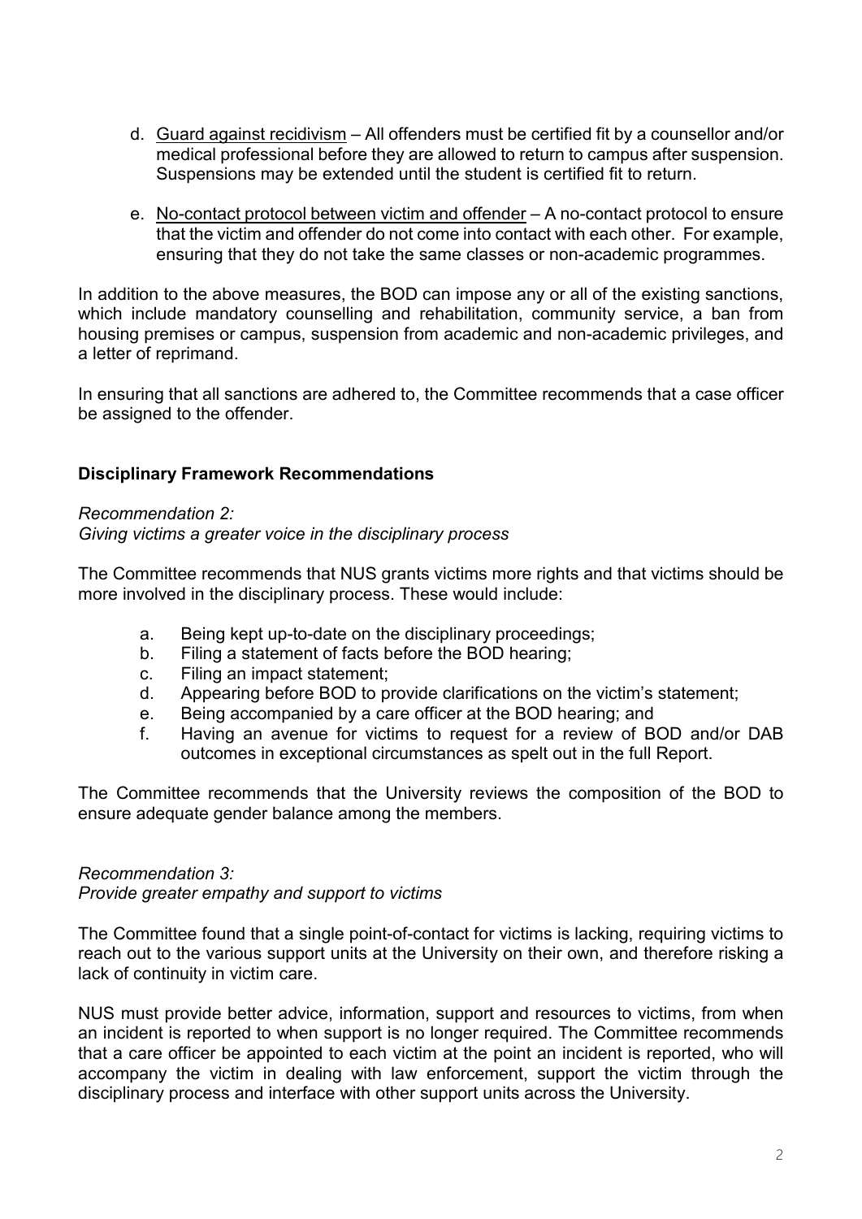d. <u>Guard against recidivism</u> – All offenders must be certified fit by a counsellor and/or medical professional before they are allowed to return to campus after suspension. Suspensions may be extended until the student is certified fit to return.

e. <u>No-contact protocol between victim and offender</u> – A no-contact protocol to ensure that the victim and offender do not come into contact with each other. For example, ensuring that they do not take the same classes or non-academic programmes.

In addition to the above measures, the BOD can impose any or all of the existing sanctions, which include mandatory counselling and rehabilitation, community service, a ban from housing premises or campus, suspension from academic and non-academic privileges, and a letter of reprimand.

In ensuring that all sanctions are adhered to, the Committee recommends that a case officer be assigned to the offender.

**Disciplinary Framework Recommendations**

*Recommendation 2:*
*Giving victims a greater voice in the disciplinary process*

The Committee recommends that NUS grants victims more rights and that victims should be more involved in the disciplinary process. These would include:

a. Being kept up-to-date on the disciplinary proceedings;
b. Filing a statement of facts before the BOD hearing;
c. Filing an impact statement;
d. Appearing before BOD to provide clarifications on the victim's statement;
e. Being accompanied by a care officer at the BOD hearing; and
f. Having an avenue for victims to request for a review of BOD and/or DAB outcomes in exceptional circumstances as spelt out in the full Report.

The Committee recommends that the University reviews the composition of the BOD to ensure adequate gender balance among the members.

*Recommendation 3:*
*Provide greater empathy and support to victims*

The Committee found that a single point-of-contact for victims is lacking, requiring victims to reach out to the various support units at the University on their own, and therefore risking a lack of continuity in victim care.

NUS must provide better advice, information, support and resources to victims, from when an incident is reported to when support is no longer required. The Committee recommends that a care officer be appointed to each victim at the point an incident is reported, who will accompany the victim in dealing with law enforcement, support the victim through the disciplinary process and interface with other support units across the University.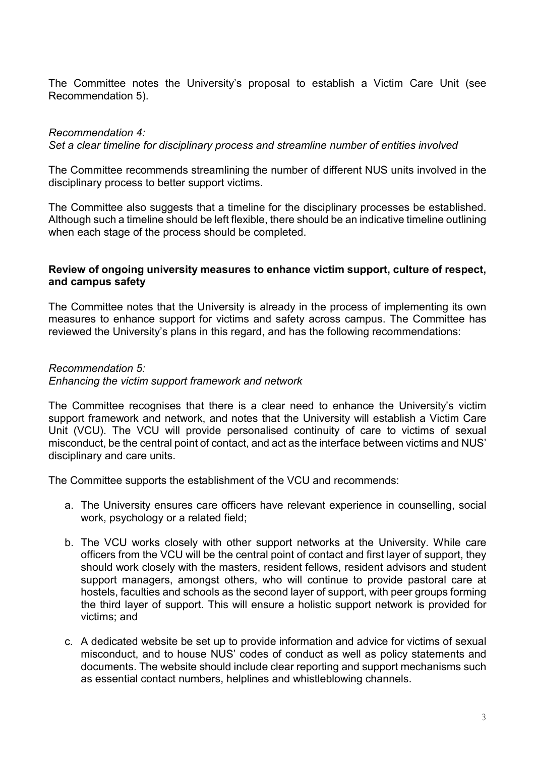The Committee notes the University's proposal to establish a Victim Care Unit (see Recommendation 5).

*Recommendation 4:*
*Set a clear timeline for disciplinary process and streamline number of entities involved*

The Committee recommends streamlining the number of different NUS units involved in the disciplinary process to better support victims.

The Committee also suggests that a timeline for the disciplinary processes be established. Although such a timeline should be left flexible, there should be an indicative timeline outlining when each stage of the process should be completed.

**Review of ongoing university measures to enhance victim support, culture of respect, and campus safety**

The Committee notes that the University is already in the process of implementing its own measures to enhance support for victims and safety across campus. The Committee has reviewed the University's plans in this regard, and has the following recommendations:

*Recommendation 5:*
*Enhancing the victim support framework and network*

The Committee recognises that there is a clear need to enhance the University's victim support framework and network, and notes that the University will establish a Victim Care Unit (VCU). The VCU will provide personalised continuity of care to victims of sexual misconduct, be the central point of contact, and act as the interface between victims and NUS' disciplinary and care units.

The Committee supports the establishment of the VCU and recommends:

a. The University ensures care officers have relevant experience in counselling, social work, psychology or a related field;

b. The VCU works closely with other support networks at the University. While care officers from the VCU will be the central point of contact and first layer of support, they should work closely with the masters, resident fellows, resident advisors and student support managers, amongst others, who will continue to provide pastoral care at hostels, faculties and schools as the second layer of support, with peer groups forming the third layer of support. This will ensure a holistic support network is provided for victims; and

c. A dedicated website be set up to provide information and advice for victims of sexual misconduct, and to house NUS' codes of conduct as well as policy statements and documents. The website should include clear reporting and support mechanisms such as essential contact numbers, helplines and whistleblowing channels.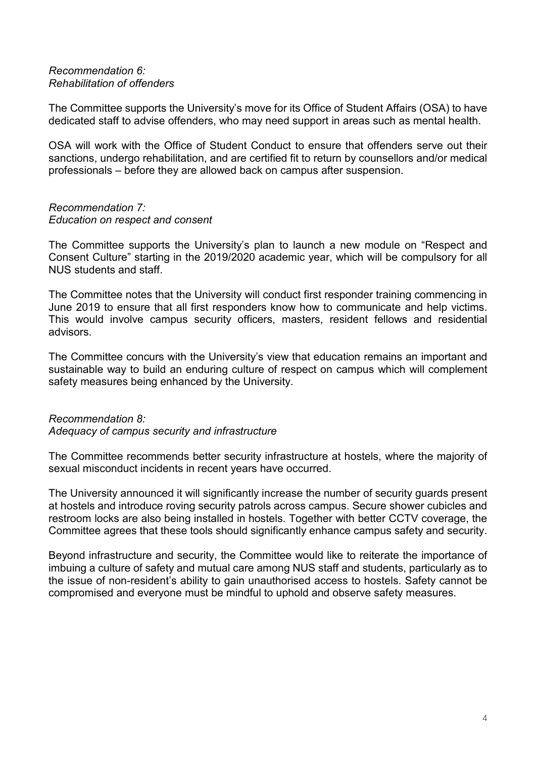*Recommendation 6:*
*Rehabilitation of offenders*

The Committee supports the University's move for its Office of Student Affairs (OSA) to have dedicated staff to advise offenders, who may need support in areas such as mental health.

OSA will work with the Office of Student Conduct to ensure that offenders serve out their sanctions, undergo rehabilitation, and are certified fit to return by counsellors and/or medical professionals – before they are allowed back on campus after suspension.

*Recommendation 7:*
*Education on respect and consent*

The Committee supports the University's plan to launch a new module on "Respect and Consent Culture" starting in the 2019/2020 academic year, which will be compulsory for all NUS students and staff.

The Committee notes that the University will conduct first responder training commencing in June 2019 to ensure that all first responders know how to communicate and help victims. This would involve campus security officers, masters, resident fellows and residential advisors.

The Committee concurs with the University's view that education remains an important and sustainable way to build an enduring culture of respect on campus which will complement safety measures being enhanced by the University.

*Recommendation 8:*
*Adequacy of campus security and infrastructure*

The Committee recommends better security infrastructure at hostels, where the majority of sexual misconduct incidents in recent years have occurred.

The University announced it will significantly increase the number of security guards present at hostels and introduce roving security patrols across campus. Secure shower cubicles and restroom locks are also being installed in hostels. Together with better CCTV coverage, the Committee agrees that these tools should significantly enhance campus safety and security.

Beyond infrastructure and security, the Committee would like to reiterate the importance of imbuing a culture of safety and mutual care among NUS staff and students, particularly as to the issue of non-resident's ability to gain unauthorised access to hostels. Safety cannot be compromised and everyone must be mindful to uphold and observe safety measures.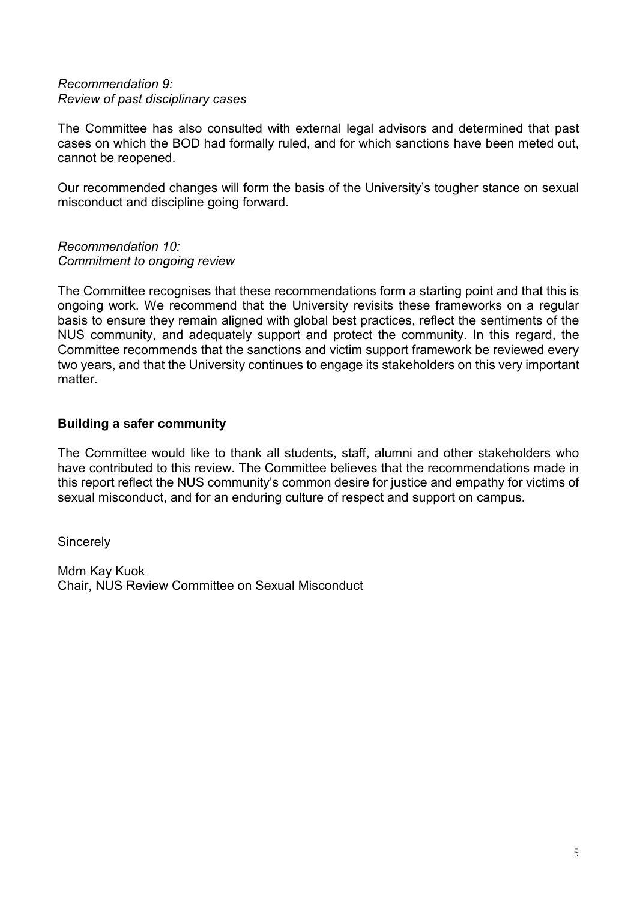*Recommendation 9:*
*Review of past disciplinary cases*

The Committee has also consulted with external legal advisors and determined that past cases on which the BOD had formally ruled, and for which sanctions have been meted out, cannot be reopened.

Our recommended changes will form the basis of the University's tougher stance on sexual misconduct and discipline going forward.

*Recommendation 10:*
*Commitment to ongoing review*

The Committee recognises that these recommendations form a starting point and that this is ongoing work. We recommend that the University revisits these frameworks on a regular basis to ensure they remain aligned with global best practices, reflect the sentiments of the NUS community, and adequately support and protect the community. In this regard, the Committee recommends that the sanctions and victim support framework be reviewed every two years, and that the University continues to engage its stakeholders on this very important matter.

**Building a safer community**

The Committee would like to thank all students, staff, alumni and other stakeholders who have contributed to this review. The Committee believes that the recommendations made in this report reflect the NUS community's common desire for justice and empathy for victims of sexual misconduct, and for an enduring culture of respect and support on campus.

Sincerely

Mdm Kay Kuok
Chair, NUS Review Committee on Sexual Misconduct